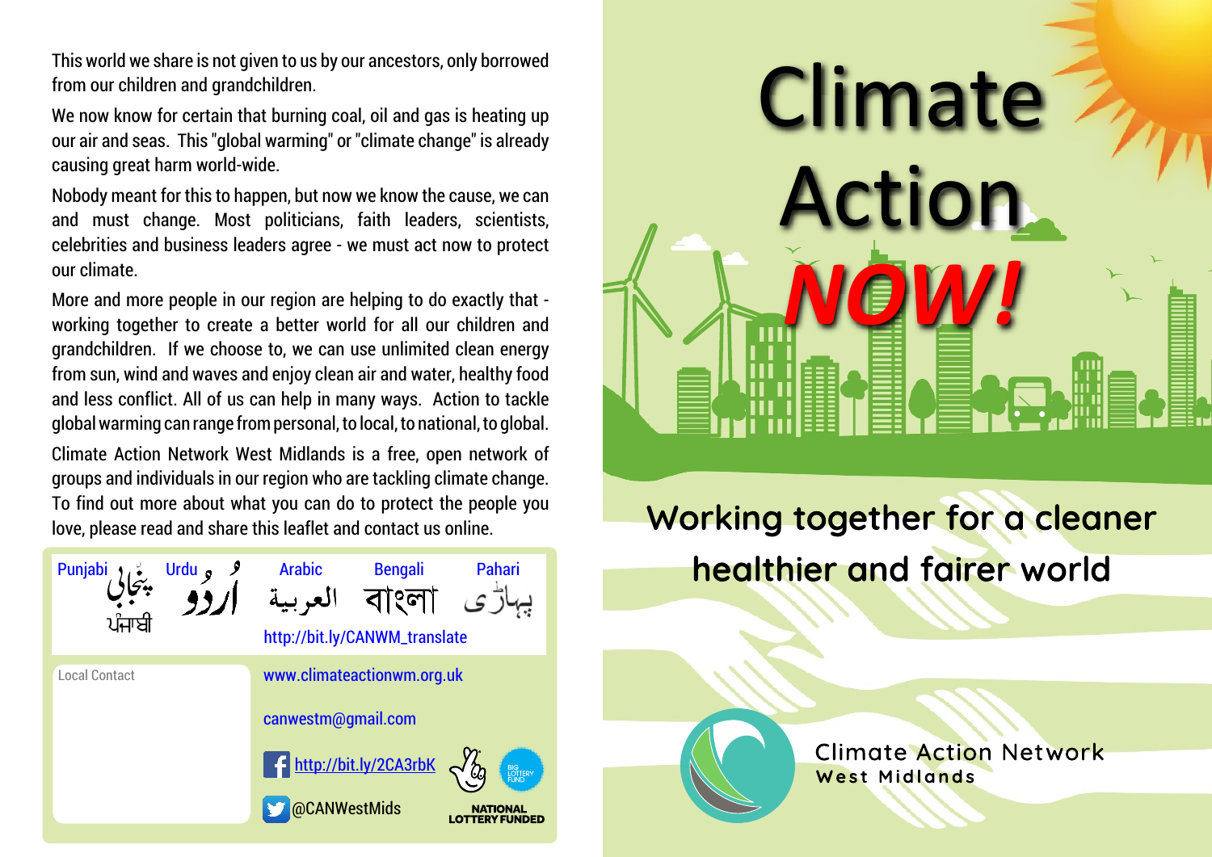This world we share is not given to us by our ancestors, only borrowed from our children and grandchildren.

We now know for certain that burning coal, oil and gas is heating up our air and seas. This "global warming" or "climate change" is already causing great harm world-wide.

Nobody meant for this to happen, but now we know the cause, we can and must change. Most politicians, faith leaders, scientists, celebrities and business leaders agree - we must act now to protect our climate.

More and more people in our region are helping to do exactly that - working together to create a better world for all our children and grandchildren. If we choose to, we can use unlimited clean energy from sun, wind and waves and enjoy clean air and water, healthy food and less conflict. All of us can help in many ways. Action to tackle global warming can range from personal, to local, to national, to global.

Climate Action Network West Midlands is a free, open network of groups and individuals in our region who are tackling climate change. To find out more about what you can do to protect the people you love, please read and share this leaflet and contact us online.

Punjabi پنجابی ਪੰਜਾਬੀ Urdu اُردُو Arabic العربية Bengali বাংলা Pahari پہاڑی

http://bit.ly/CANWM_translate

Local Contact

www.climateactionwm.org.uk

canwestm@gmail.com

http://bit.ly/2CA3rbK

@CANWestMids

BIG LOTTERY FUND

NATIONAL LOTTERY FUNDED

# Climate Action NOW!

## Working together for a cleaner healthier and fairer world

Climate Action Network
West Midlands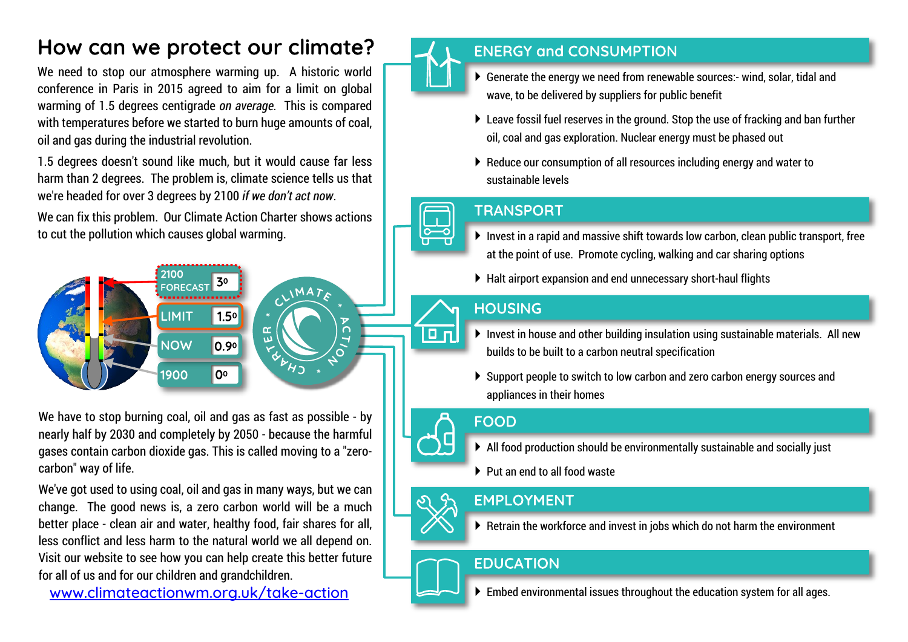# How can we protect our climate?

We need to stop our atmosphere warming up. A historic world conference in Paris in 2015 agreed to aim for a limit on global warming of 1.5 degrees centigrade *on average*. This is compared with temperatures before we started to burn huge amounts of coal, oil and gas during the industrial revolution.

1.5 degrees doesn't sound like much, but it would cause far less harm than 2 degrees. The problem is, climate science tells us that we're headed for over 3 degrees by 2100 *if we don't act now*.

We can fix this problem. Our Climate Action Charter shows actions to cut the pollution which causes global warming.

2100 FORECAST 3°

LIMIT 1.5°

NOW 0.9°

1900 0°

CLIMATE ACTION CHARTER

We have to stop burning coal, oil and gas as fast as possible - by nearly half by 2030 and completely by 2050 - because the harmful gases contain carbon dioxide gas. This is called moving to a "zero-carbon" way of life.

We've got used to using coal, oil and gas in many ways, but we can change. The good news is, a zero carbon world will be a much better place - clean air and water, healthy food, fair shares for all, less conflict and less harm to the natural world we all depend on. Visit our website to see how you can help create this better future for all of us and for our children and grandchildren.

www.climateactionwm.org.uk/take-action

## ENERGY and CONSUMPTION

- Generate the energy we need from renewable sources:- wind, solar, tidal and wave, to be delivered by suppliers for public benefit
- Leave fossil fuel reserves in the ground. Stop the use of fracking and ban further oil, coal and gas exploration. Nuclear energy must be phased out
- Reduce our consumption of all resources including energy and water to sustainable levels

## TRANSPORT

- Invest in a rapid and massive shift towards low carbon, clean public transport, free at the point of use. Promote cycling, walking and car sharing options
- Halt airport expansion and end unnecessary short-haul flights

## HOUSING

- Invest in house and other building insulation using sustainable materials. All new builds to be built to a carbon neutral specification
- Support people to switch to low carbon and zero carbon energy sources and appliances in their homes

## FOOD

- All food production should be environmentally sustainable and socially just
- Put an end to all food waste

## EMPLOYMENT

- Retrain the workforce and invest in jobs which do not harm the environment

## EDUCATION

- Embed environmental issues throughout the education system for all ages.